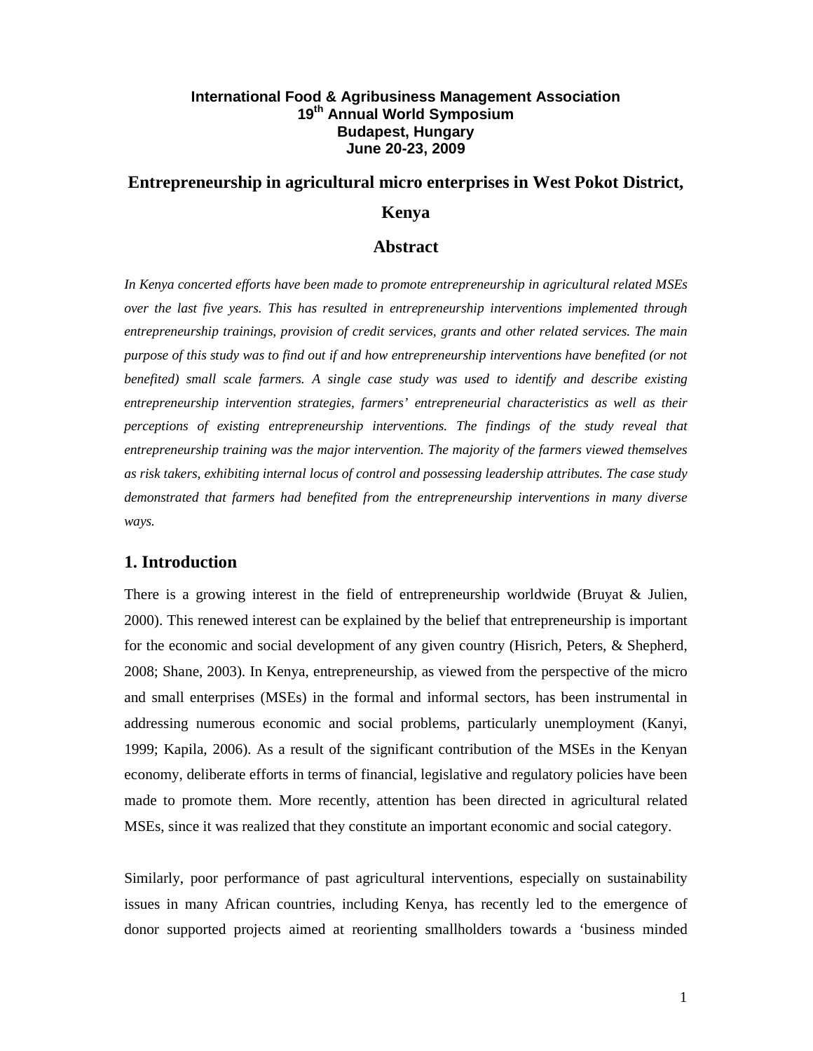**International Food & Agribusiness Management Association**
**19th Annual World Symposium**
**Budapest, Hungary**
**June 20-23, 2009**

# Entrepreneurship in agricultural micro enterprises in West Pokot District, Kenya

## Abstract

*In Kenya concerted efforts have been made to promote entrepreneurship in agricultural related MSEs over the last five years. This has resulted in entrepreneurship interventions implemented through entrepreneurship trainings, provision of credit services, grants and other related services. The main purpose of this study was to find out if and how entrepreneurship interventions have benefited (or not benefited) small scale farmers. A single case study was used to identify and describe existing entrepreneurship intervention strategies, farmers' entrepreneurial characteristics as well as their perceptions of existing entrepreneurship interventions. The findings of the study reveal that entrepreneurship training was the major intervention. The majority of the farmers viewed themselves as risk takers, exhibiting internal locus of control and possessing leadership attributes. The case study demonstrated that farmers had benefited from the entrepreneurship interventions in many diverse ways.*

## 1. Introduction

There is a growing interest in the field of entrepreneurship worldwide (Bruyat & Julien, 2000). This renewed interest can be explained by the belief that entrepreneurship is important for the economic and social development of any given country (Hisrich, Peters, & Shepherd, 2008; Shane, 2003). In Kenya, entrepreneurship, as viewed from the perspective of the micro and small enterprises (MSEs) in the formal and informal sectors, has been instrumental in addressing numerous economic and social problems, particularly unemployment (Kanyi, 1999; Kapila, 2006). As a result of the significant contribution of the MSEs in the Kenyan economy, deliberate efforts in terms of financial, legislative and regulatory policies have been made to promote them. More recently, attention has been directed in agricultural related MSEs, since it was realized that they constitute an important economic and social category.

Similarly, poor performance of past agricultural interventions, especially on sustainability issues in many African countries, including Kenya, has recently led to the emergence of donor supported projects aimed at reorienting smallholders towards a 'business minded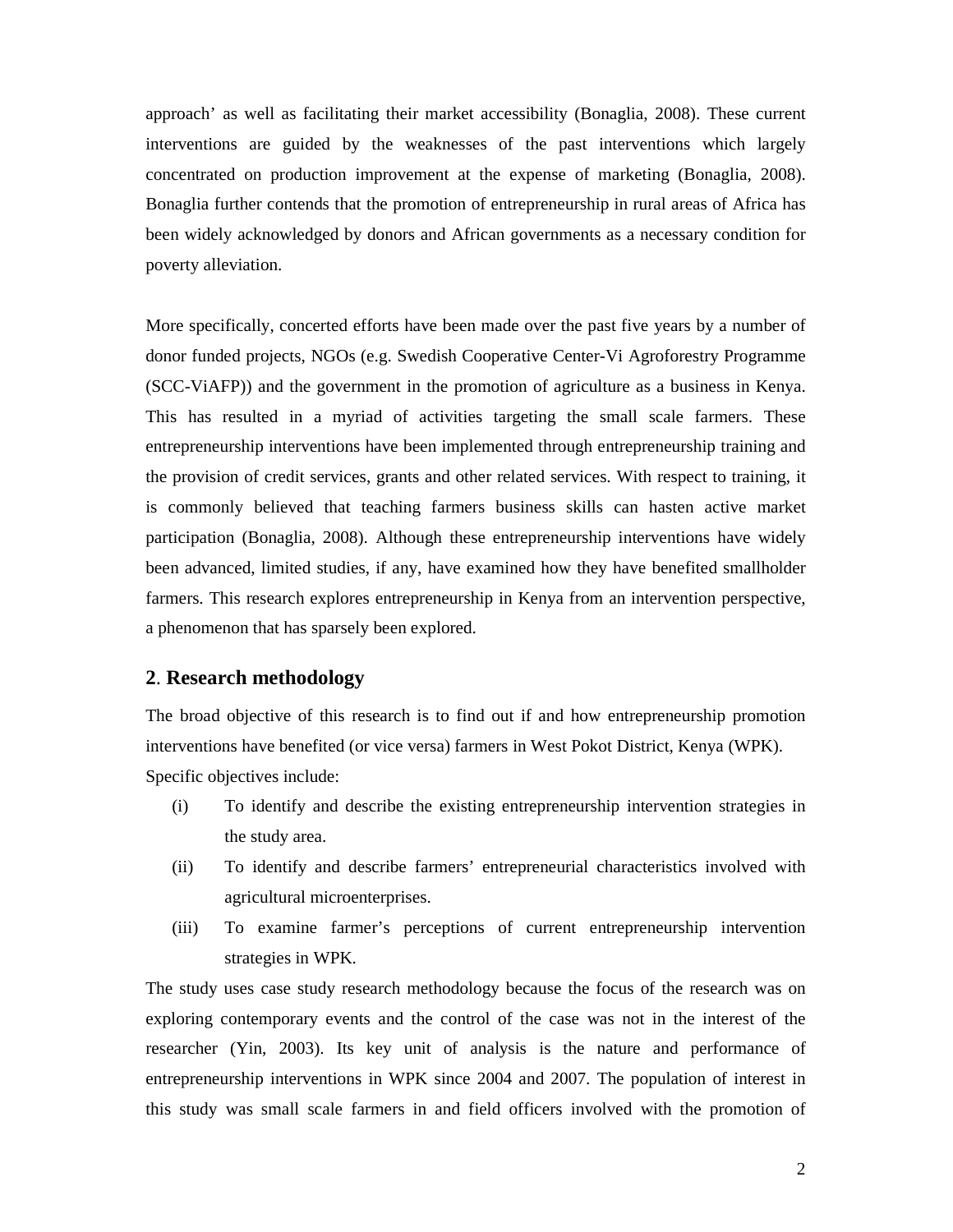approach' as well as facilitating their market accessibility (Bonaglia, 2008). These current interventions are guided by the weaknesses of the past interventions which largely concentrated on production improvement at the expense of marketing (Bonaglia, 2008). Bonaglia further contends that the promotion of entrepreneurship in rural areas of Africa has been widely acknowledged by donors and African governments as a necessary condition for poverty alleviation.

More specifically, concerted efforts have been made over the past five years by a number of donor funded projects, NGOs (e.g. Swedish Cooperative Center-Vi Agroforestry Programme (SCC-ViAFP)) and the government in the promotion of agriculture as a business in Kenya. This has resulted in a myriad of activities targeting the small scale farmers. These entrepreneurship interventions have been implemented through entrepreneurship training and the provision of credit services, grants and other related services. With respect to training, it is commonly believed that teaching farmers business skills can hasten active market participation (Bonaglia, 2008). Although these entrepreneurship interventions have widely been advanced, limited studies, if any, have examined how they have benefited smallholder farmers. This research explores entrepreneurship in Kenya from an intervention perspective, a phenomenon that has sparsely been explored.

## 2. Research methodology

The broad objective of this research is to find out if and how entrepreneurship promotion interventions have benefited (or vice versa) farmers in West Pokot District, Kenya (WPK). Specific objectives include:

- (i) To identify and describe the existing entrepreneurship intervention strategies in the study area.
- (ii) To identify and describe farmers' entrepreneurial characteristics involved with agricultural microenterprises.
- (iii) To examine farmer's perceptions of current entrepreneurship intervention strategies in WPK.

The study uses case study research methodology because the focus of the research was on exploring contemporary events and the control of the case was not in the interest of the researcher (Yin, 2003). Its key unit of analysis is the nature and performance of entrepreneurship interventions in WPK since 2004 and 2007. The population of interest in this study was small scale farmers in and field officers involved with the promotion of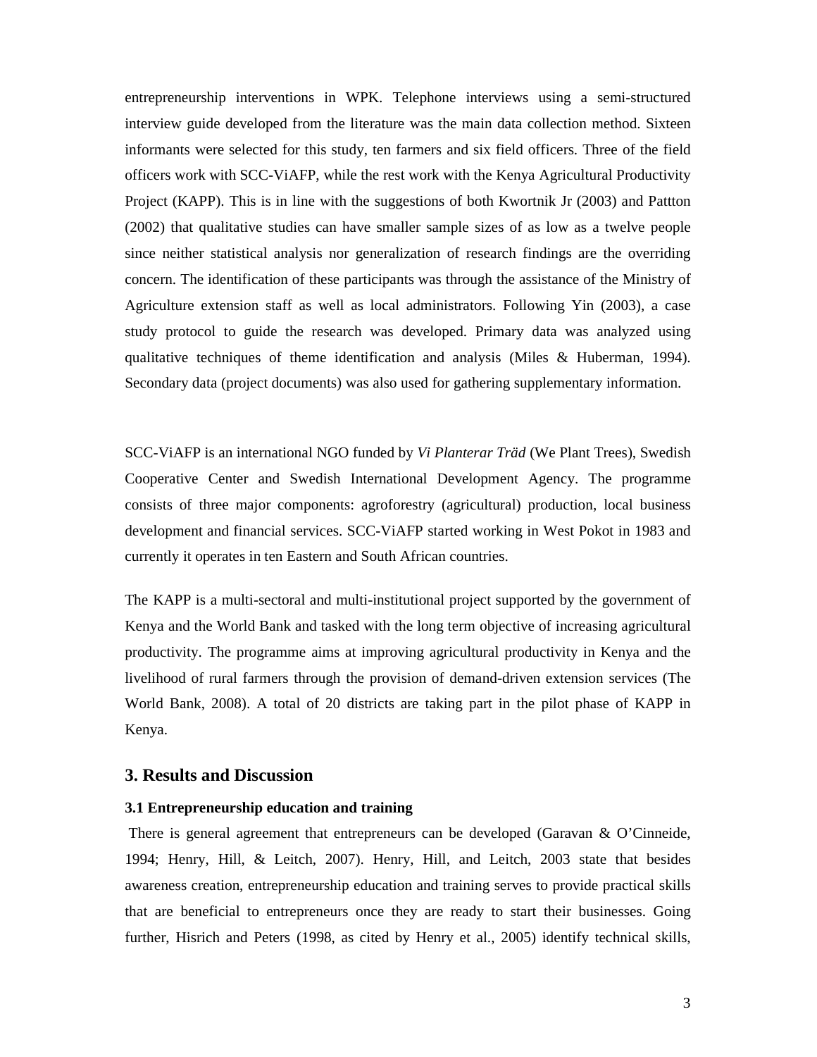entrepreneurship interventions in WPK. Telephone interviews using a semi-structured interview guide developed from the literature was the main data collection method. Sixteen informants were selected for this study, ten farmers and six field officers. Three of the field officers work with SCC-ViAFP, while the rest work with the Kenya Agricultural Productivity Project (KAPP). This is in line with the suggestions of both Kwortnik Jr (2003) and Pattton (2002) that qualitative studies can have smaller sample sizes of as low as a twelve people since neither statistical analysis nor generalization of research findings are the overriding concern. The identification of these participants was through the assistance of the Ministry of Agriculture extension staff as well as local administrators. Following Yin (2003), a case study protocol to guide the research was developed. Primary data was analyzed using qualitative techniques of theme identification and analysis (Miles & Huberman, 1994). Secondary data (project documents) was also used for gathering supplementary information.

SCC-ViAFP is an international NGO funded by *Vi Planterar Träd* (We Plant Trees), Swedish Cooperative Center and Swedish International Development Agency. The programme consists of three major components: agroforestry (agricultural) production, local business development and financial services. SCC-ViAFP started working in West Pokot in 1983 and currently it operates in ten Eastern and South African countries.

The KAPP is a multi-sectoral and multi-institutional project supported by the government of Kenya and the World Bank and tasked with the long term objective of increasing agricultural productivity. The programme aims at improving agricultural productivity in Kenya and the livelihood of rural farmers through the provision of demand-driven extension services (The World Bank, 2008). A total of 20 districts are taking part in the pilot phase of KAPP in Kenya.

## 3. Results and Discussion

### 3.1 Entrepreneurship education and training

There is general agreement that entrepreneurs can be developed (Garavan & O'Cinneide, 1994; Henry, Hill, & Leitch, 2007). Henry, Hill, and Leitch, 2003 state that besides awareness creation, entrepreneurship education and training serves to provide practical skills that are beneficial to entrepreneurs once they are ready to start their businesses. Going further, Hisrich and Peters (1998, as cited by Henry et al., 2005) identify technical skills,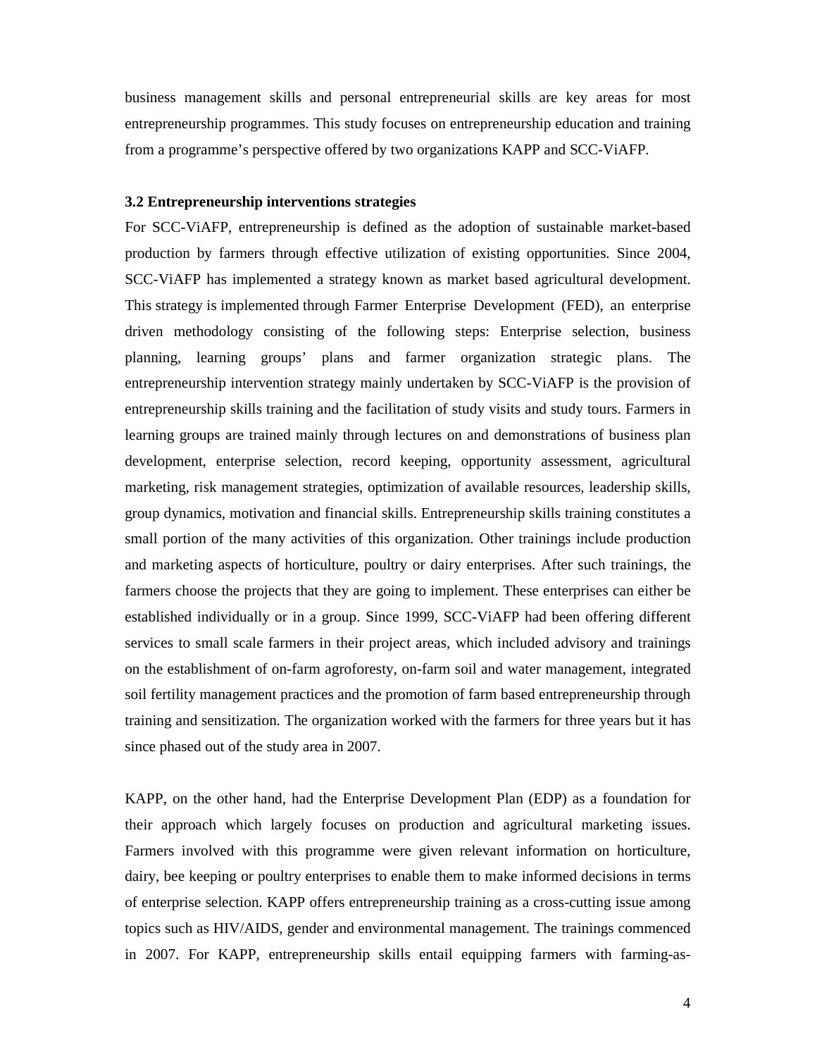business management skills and personal entrepreneurial skills are key areas for most entrepreneurship programmes. This study focuses on entrepreneurship education and training from a programme's perspective offered by two organizations KAPP and SCC-ViAFP.

### 3.2 Entrepreneurship interventions strategies

For SCC-ViAFP, entrepreneurship is defined as the adoption of sustainable market-based production by farmers through effective utilization of existing opportunities. Since 2004, SCC-ViAFP has implemented a strategy known as market based agricultural development. This strategy is implemented through Farmer Enterprise Development (FED), an enterprise driven methodology consisting of the following steps: Enterprise selection, business planning, learning groups' plans and farmer organization strategic plans. The entrepreneurship intervention strategy mainly undertaken by SCC-ViAFP is the provision of entrepreneurship skills training and the facilitation of study visits and study tours. Farmers in learning groups are trained mainly through lectures on and demonstrations of business plan development, enterprise selection, record keeping, opportunity assessment, agricultural marketing, risk management strategies, optimization of available resources, leadership skills, group dynamics, motivation and financial skills. Entrepreneurship skills training constitutes a small portion of the many activities of this organization. Other trainings include production and marketing aspects of horticulture, poultry or dairy enterprises. After such trainings, the farmers choose the projects that they are going to implement. These enterprises can either be established individually or in a group. Since 1999, SCC-ViAFP had been offering different services to small scale farmers in their project areas, which included advisory and trainings on the establishment of on-farm agroforesty, on-farm soil and water management, integrated soil fertility management practices and the promotion of farm based entrepreneurship through training and sensitization. The organization worked with the farmers for three years but it has since phased out of the study area in 2007.

KAPP, on the other hand, had the Enterprise Development Plan (EDP) as a foundation for their approach which largely focuses on production and agricultural marketing issues. Farmers involved with this programme were given relevant information on horticulture, dairy, bee keeping or poultry enterprises to enable them to make informed decisions in terms of enterprise selection. KAPP offers entrepreneurship training as a cross-cutting issue among topics such as HIV/AIDS, gender and environmental management. The trainings commenced in 2007. For KAPP, entrepreneurship skills entail equipping farmers with farming-as-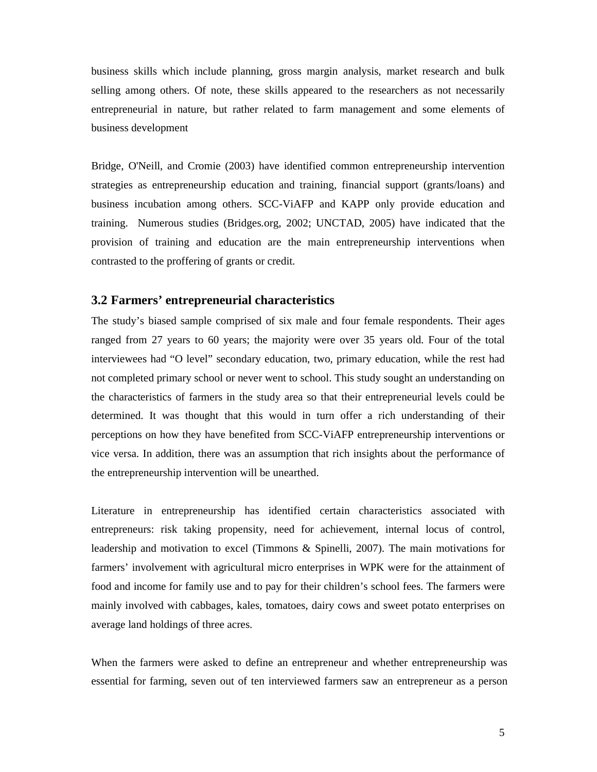business skills which include planning, gross margin analysis, market research and bulk selling among others. Of note, these skills appeared to the researchers as not necessarily entrepreneurial in nature, but rather related to farm management and some elements of business development

Bridge, O'Neill, and Cromie (2003) have identified common entrepreneurship intervention strategies as entrepreneurship education and training, financial support (grants/loans) and business incubation among others. SCC-ViAFP and KAPP only provide education and training. Numerous studies (Bridges.org, 2002; UNCTAD, 2005) have indicated that the provision of training and education are the main entrepreneurship interventions when contrasted to the proffering of grants or credit.

## 3.2 Farmers' entrepreneurial characteristics

The study's biased sample comprised of six male and four female respondents. Their ages ranged from 27 years to 60 years; the majority were over 35 years old. Four of the total interviewees had "O level" secondary education, two, primary education, while the rest had not completed primary school or never went to school. This study sought an understanding on the characteristics of farmers in the study area so that their entrepreneurial levels could be determined. It was thought that this would in turn offer a rich understanding of their perceptions on how they have benefited from SCC-ViAFP entrepreneurship interventions or vice versa. In addition, there was an assumption that rich insights about the performance of the entrepreneurship intervention will be unearthed.

Literature in entrepreneurship has identified certain characteristics associated with entrepreneurs: risk taking propensity, need for achievement, internal locus of control, leadership and motivation to excel (Timmons & Spinelli, 2007). The main motivations for farmers' involvement with agricultural micro enterprises in WPK were for the attainment of food and income for family use and to pay for their children's school fees. The farmers were mainly involved with cabbages, kales, tomatoes, dairy cows and sweet potato enterprises on average land holdings of three acres.

When the farmers were asked to define an entrepreneur and whether entrepreneurship was essential for farming, seven out of ten interviewed farmers saw an entrepreneur as a person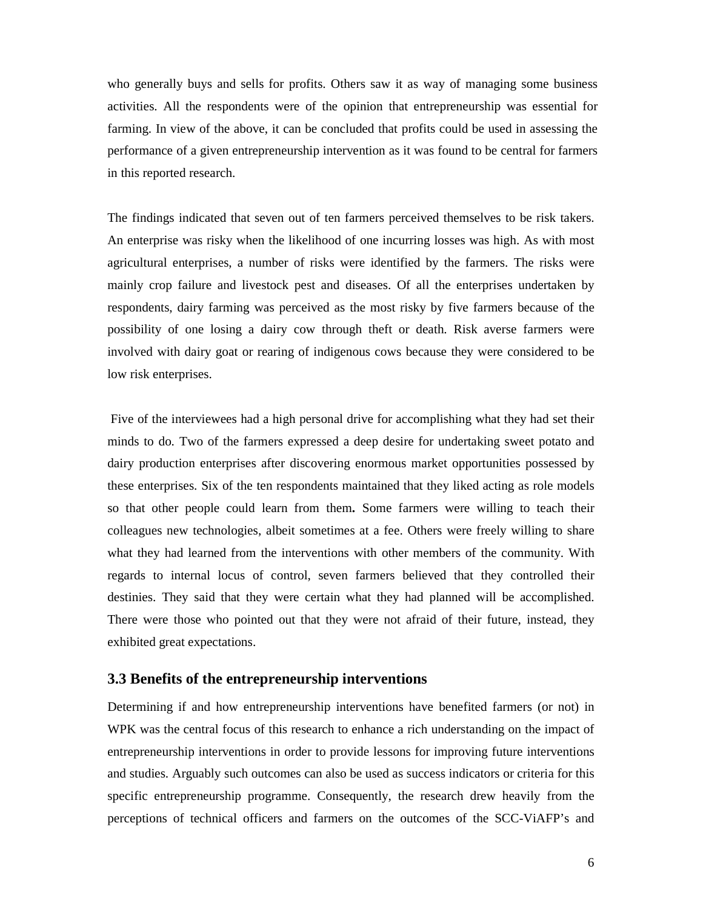who generally buys and sells for profits. Others saw it as way of managing some business activities. All the respondents were of the opinion that entrepreneurship was essential for farming. In view of the above, it can be concluded that profits could be used in assessing the performance of a given entrepreneurship intervention as it was found to be central for farmers in this reported research.

The findings indicated that seven out of ten farmers perceived themselves to be risk takers. An enterprise was risky when the likelihood of one incurring losses was high. As with most agricultural enterprises, a number of risks were identified by the farmers. The risks were mainly crop failure and livestock pest and diseases. Of all the enterprises undertaken by respondents, dairy farming was perceived as the most risky by five farmers because of the possibility of one losing a dairy cow through theft or death. Risk averse farmers were involved with dairy goat or rearing of indigenous cows because they were considered to be low risk enterprises.

Five of the interviewees had a high personal drive for accomplishing what they had set their minds to do. Two of the farmers expressed a deep desire for undertaking sweet potato and dairy production enterprises after discovering enormous market opportunities possessed by these enterprises. Six of the ten respondents maintained that they liked acting as role models so that other people could learn from them**.** Some farmers were willing to teach their colleagues new technologies, albeit sometimes at a fee. Others were freely willing to share what they had learned from the interventions with other members of the community. With regards to internal locus of control, seven farmers believed that they controlled their destinies. They said that they were certain what they had planned will be accomplished. There were those who pointed out that they were not afraid of their future, instead, they exhibited great expectations.

### 3.3 Benefits of the entrepreneurship interventions

Determining if and how entrepreneurship interventions have benefited farmers (or not) in WPK was the central focus of this research to enhance a rich understanding on the impact of entrepreneurship interventions in order to provide lessons for improving future interventions and studies. Arguably such outcomes can also be used as success indicators or criteria for this specific entrepreneurship programme. Consequently, the research drew heavily from the perceptions of technical officers and farmers on the outcomes of the SCC-ViAFP's and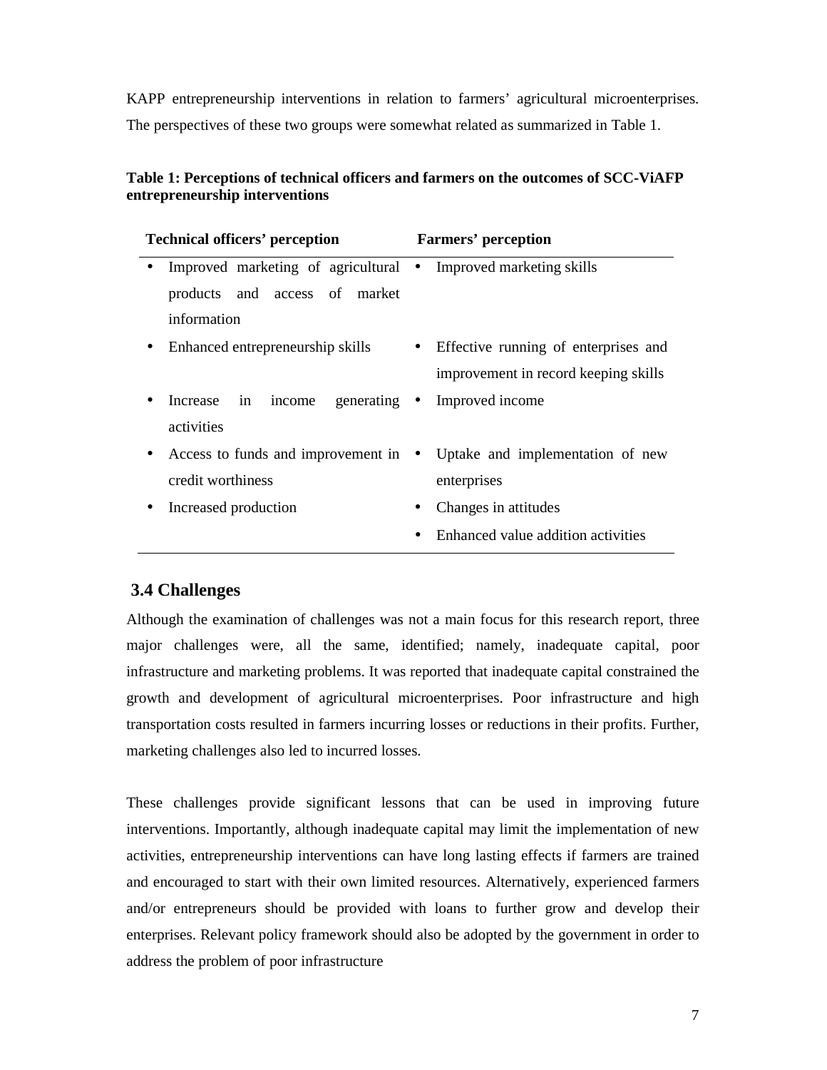KAPP entrepreneurship interventions in relation to farmers' agricultural microenterprises. The perspectives of these two groups were somewhat related as summarized in Table 1.

**Table 1: Perceptions of technical officers and farmers on the outcomes of SCC-ViAFP entrepreneurship interventions**

| Technical officers' perception | Farmers' perception |
|---|---|
| • Improved marketing of agricultural products and access of market information | • Improved marketing skills |
| • Enhanced entrepreneurship skills | • Effective running of enterprises and improvement in record keeping skills |
| • Increase in income generating activities | • Improved income |
| • Access to funds and improvement in credit worthiness | • Uptake and implementation of new enterprises |
| • Increased production | • Changes in attitudes |
| | • Enhanced value addition activities |

## 3.4 Challenges

Although the examination of challenges was not a main focus for this research report, three major challenges were, all the same, identified; namely, inadequate capital, poor infrastructure and marketing problems. It was reported that inadequate capital constrained the growth and development of agricultural microenterprises. Poor infrastructure and high transportation costs resulted in farmers incurring losses or reductions in their profits. Further, marketing challenges also led to incurred losses.

These challenges provide significant lessons that can be used in improving future interventions. Importantly, although inadequate capital may limit the implementation of new activities, entrepreneurship interventions can have long lasting effects if farmers are trained and encouraged to start with their own limited resources. Alternatively, experienced farmers and/or entrepreneurs should be provided with loans to further grow and develop their enterprises. Relevant policy framework should also be adopted by the government in order to address the problem of poor infrastructure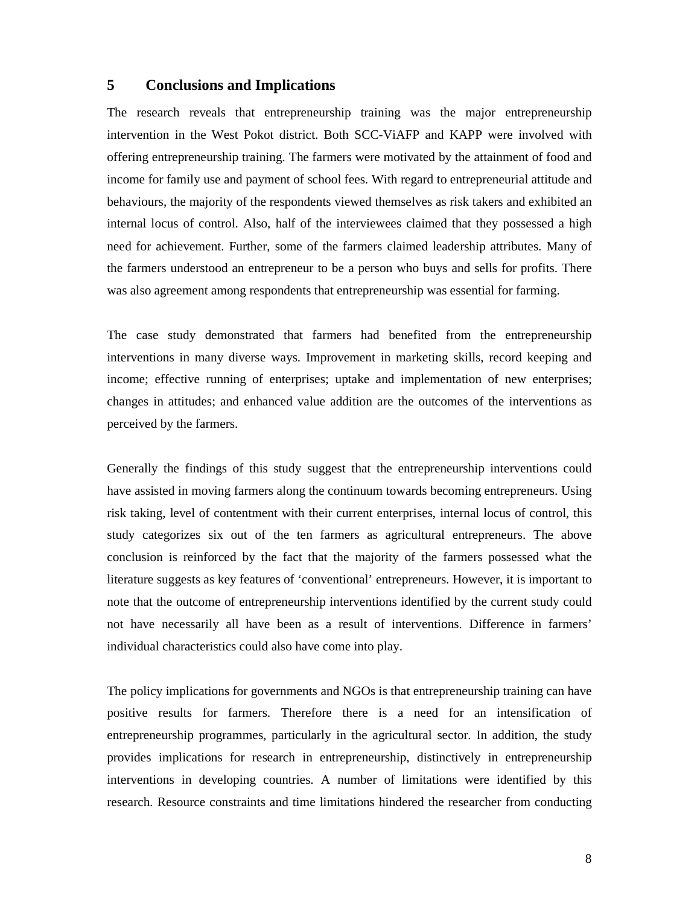## 5 Conclusions and Implications

The research reveals that entrepreneurship training was the major entrepreneurship intervention in the West Pokot district. Both SCC-ViAFP and KAPP were involved with offering entrepreneurship training. The farmers were motivated by the attainment of food and income for family use and payment of school fees. With regard to entrepreneurial attitude and behaviours, the majority of the respondents viewed themselves as risk takers and exhibited an internal locus of control. Also, half of the interviewees claimed that they possessed a high need for achievement. Further, some of the farmers claimed leadership attributes. Many of the farmers understood an entrepreneur to be a person who buys and sells for profits. There was also agreement among respondents that entrepreneurship was essential for farming.

The case study demonstrated that farmers had benefited from the entrepreneurship interventions in many diverse ways. Improvement in marketing skills, record keeping and income; effective running of enterprises; uptake and implementation of new enterprises; changes in attitudes; and enhanced value addition are the outcomes of the interventions as perceived by the farmers.

Generally the findings of this study suggest that the entrepreneurship interventions could have assisted in moving farmers along the continuum towards becoming entrepreneurs. Using risk taking, level of contentment with their current enterprises, internal locus of control, this study categorizes six out of the ten farmers as agricultural entrepreneurs. The above conclusion is reinforced by the fact that the majority of the farmers possessed what the literature suggests as key features of 'conventional' entrepreneurs. However, it is important to note that the outcome of entrepreneurship interventions identified by the current study could not have necessarily all have been as a result of interventions. Difference in farmers' individual characteristics could also have come into play.

The policy implications for governments and NGOs is that entrepreneurship training can have positive results for farmers. Therefore there is a need for an intensification of entrepreneurship programmes, particularly in the agricultural sector. In addition, the study provides implications for research in entrepreneurship, distinctively in entrepreneurship interventions in developing countries. A number of limitations were identified by this research. Resource constraints and time limitations hindered the researcher from conducting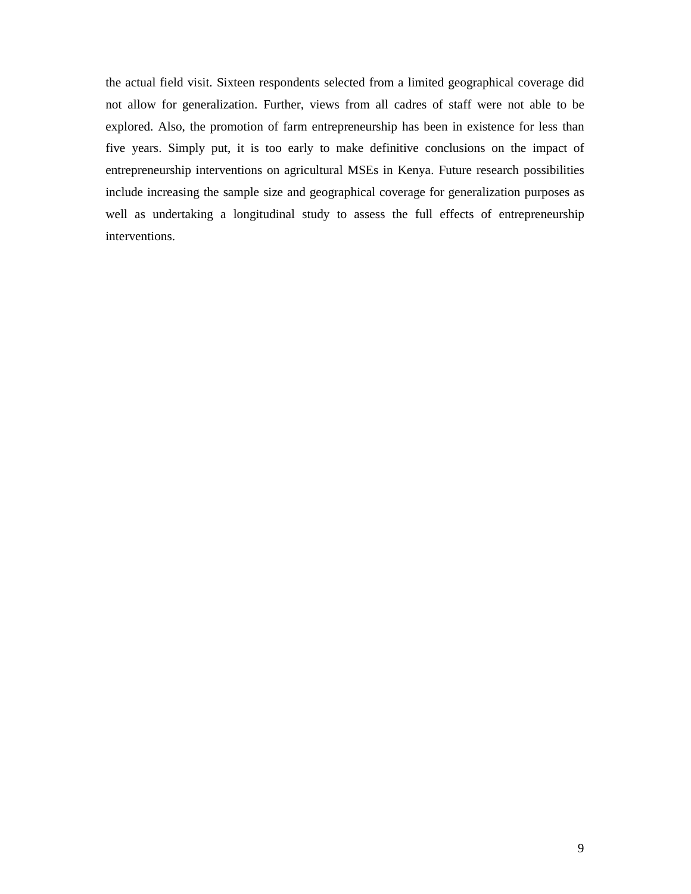the actual field visit. Sixteen respondents selected from a limited geographical coverage did not allow for generalization. Further, views from all cadres of staff were not able to be explored. Also, the promotion of farm entrepreneurship has been in existence for less than five years. Simply put, it is too early to make definitive conclusions on the impact of entrepreneurship interventions on agricultural MSEs in Kenya. Future research possibilities include increasing the sample size and geographical coverage for generalization purposes as well as undertaking a longitudinal study to assess the full effects of entrepreneurship interventions.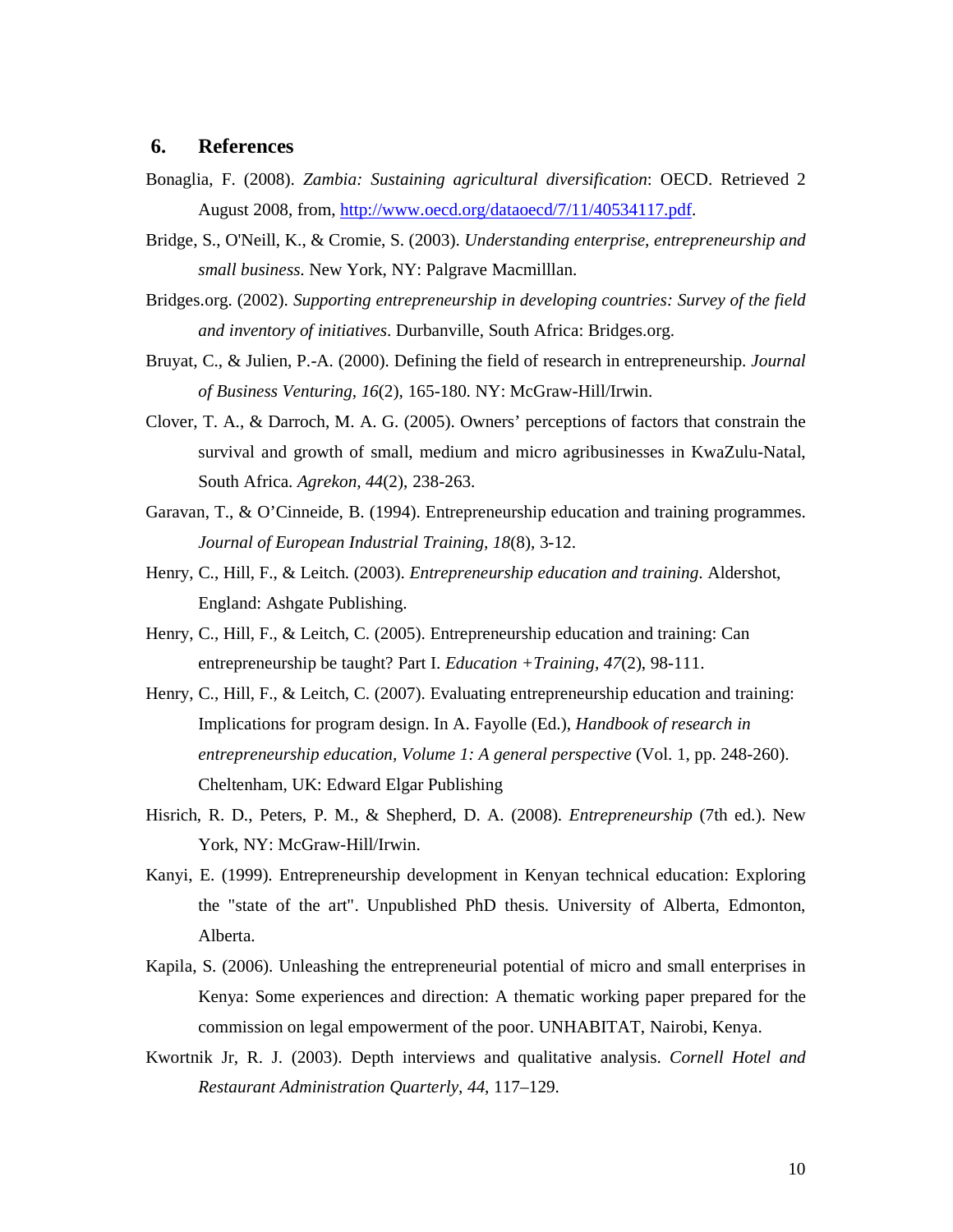## 6. References

Bonaglia, F. (2008). *Zambia: Sustaining agricultural diversification*: OECD. Retrieved 2 August 2008, from, http://www.oecd.org/dataoecd/7/11/40534117.pdf.

Bridge, S., O'Neill, K., & Cromie, S. (2003). *Understanding enterprise, entrepreneurship and small business*. New York, NY: Palgrave Macmilllan.

Bridges.org. (2002). *Supporting entrepreneurship in developing countries: Survey of the field and inventory of initiatives*. Durbanville, South Africa: Bridges.org.

Bruyat, C., & Julien, P.-A. (2000). Defining the field of research in entrepreneurship. *Journal of Business Venturing, 16*(2), 165-180. NY: McGraw-Hill/Irwin.

Clover, T. A., & Darroch, M. A. G. (2005). Owners' perceptions of factors that constrain the survival and growth of small, medium and micro agribusinesses in KwaZulu-Natal, South Africa. *Agrekon, 44*(2), 238-263.

Garavan, T., & O'Cinneide, B. (1994). Entrepreneurship education and training programmes. *Journal of European Industrial Training, 18*(8), 3-12.

Henry, C., Hill, F., & Leitch. (2003). *Entrepreneurship education and training*. Aldershot, England: Ashgate Publishing.

Henry, C., Hill, F., & Leitch, C. (2005). Entrepreneurship education and training: Can entrepreneurship be taught? Part I. *Education +Training, 47*(2), 98-111.

Henry, C., Hill, F., & Leitch, C. (2007). Evaluating entrepreneurship education and training: Implications for program design. In A. Fayolle (Ed.), *Handbook of research in entrepreneurship education, Volume 1: A general perspective* (Vol. 1, pp. 248-260). Cheltenham, UK: Edward Elgar Publishing

Hisrich, R. D., Peters, P. M., & Shepherd, D. A. (2008). *Entrepreneurship* (7th ed.). New York, NY: McGraw-Hill/Irwin.

Kanyi, E. (1999). Entrepreneurship development in Kenyan technical education: Exploring the "state of the art". Unpublished PhD thesis. University of Alberta, Edmonton, Alberta.

Kapila, S. (2006). Unleashing the entrepreneurial potential of micro and small enterprises in Kenya: Some experiences and direction: A thematic working paper prepared for the commission on legal empowerment of the poor. UNHABITAT, Nairobi, Kenya.

Kwortnik Jr, R. J. (2003). Depth interviews and qualitative analysis. *Cornell Hotel and Restaurant Administration Quarterly, 44*, 117–129.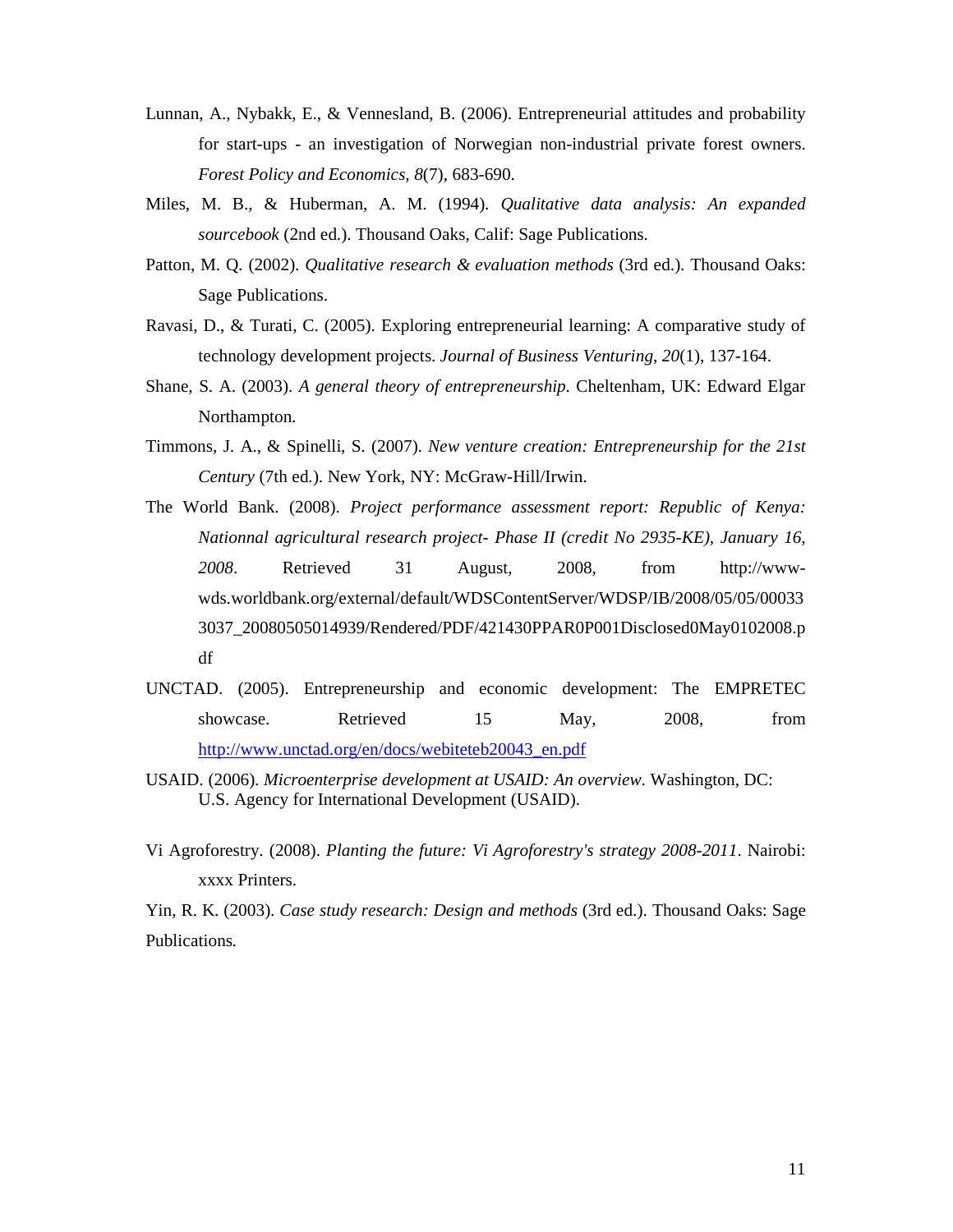Lunnan, A., Nybakk, E., & Vennesland, B. (2006). Entrepreneurial attitudes and probability for start-ups - an investigation of Norwegian non-industrial private forest owners. *Forest Policy and Economics, 8*(7), 683-690.

Miles, M. B., & Huberman, A. M. (1994). *Qualitative data analysis: An expanded sourcebook* (2nd ed.). Thousand Oaks, Calif: Sage Publications.

Patton, M. Q. (2002). *Qualitative research & evaluation methods* (3rd ed.). Thousand Oaks: Sage Publications.

Ravasi, D., & Turati, C. (2005). Exploring entrepreneurial learning: A comparative study of technology development projects. *Journal of Business Venturing, 20*(1), 137-164.

Shane, S. A. (2003). *A general theory of entrepreneurship*. Cheltenham, UK: Edward Elgar Northampton.

Timmons, J. A., & Spinelli, S. (2007). *New venture creation: Entrepreneurship for the 21st Century* (7th ed.). New York, NY: McGraw-Hill/Irwin.

The World Bank. (2008). *Project performance assessment report: Republic of Kenya: Nationnal agricultural research project- Phase II (credit No 2935-KE), January 16, 2008*. Retrieved 31 August, 2008, from http://www-wds.worldbank.org/external/default/WDSContentServer/WDSP/IB/2008/05/05/000333037_20080505014939/Rendered/PDF/421430PPAR0P001Disclosed0May0102008.pdf

UNCTAD. (2005). Entrepreneurship and economic development: The EMPRETEC showcase. Retrieved 15 May, 2008, from http://www.unctad.org/en/docs/webiteteb20043_en.pdf

USAID. (2006). *Microenterprise development at USAID: An overview*. Washington, DC: U.S. Agency for International Development (USAID).

Vi Agroforestry. (2008). *Planting the future: Vi Agroforestry's strategy 2008-2011*. Nairobi: xxxx Printers.

Yin, R. K. (2003). *Case study research: Design and methods* (3rd ed.). Thousand Oaks: Sage Publications.